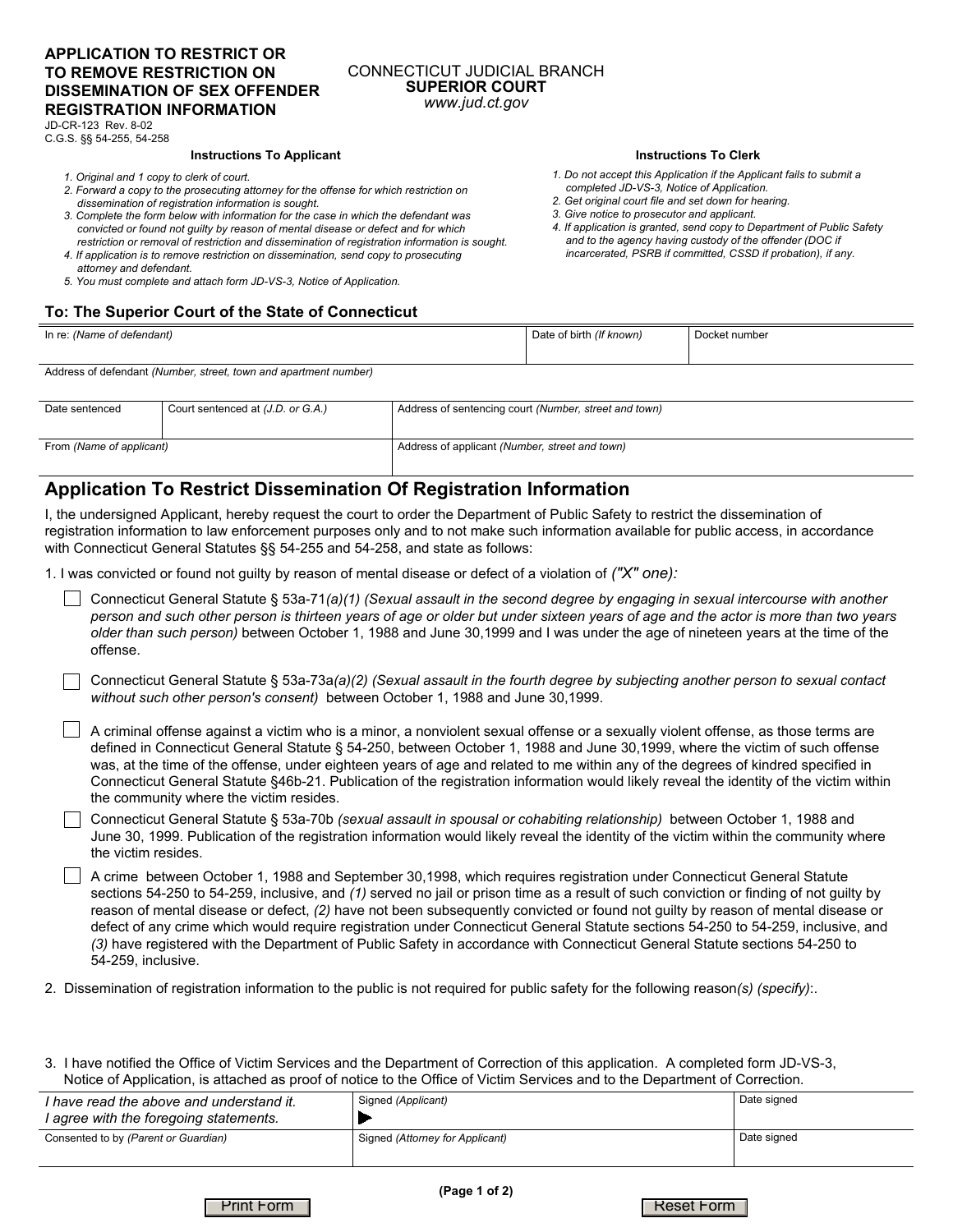**APPLICATION TO RESTRICT OR TO REMOVE RESTRICTION ON DISSEMINATION OF SEX OFFENDER REGISTRATION INFORMATION**

JD-CR-123 Rev. 8-02
C.G.S. §§ 54-255, 54-258

CONNECTICUT JUDICIAL BRANCH
**SUPERIOR COURT**
*www.jud.ct.gov*

**Instructions To Applicant**

1. Original and 1 copy to clerk of court.
2. Forward a copy to the prosecuting attorney for the offense for which restriction on dissemination of registration information is sought.
3. Complete the form below with information for the case in which the defendant was convicted or found not guilty by reason of mental disease or defect and for which restriction or removal of restriction and dissemination of registration information is sought.
4. If application is to remove restriction on dissemination, send copy to prosecuting attorney and defendant.
5. You must complete and attach form JD-VS-3, Notice of Application.

**Instructions To Clerk**

1. Do not accept this Application if the Applicant fails to submit a completed JD-VS-3, Notice of Application.
2. Get original court file and set down for hearing.
3. Give notice to prosecutor and applicant.
4. If application is granted, send copy to Department of Public Safety and to the agency having custody of the offender (DOC if incarcerated, PSRB if committed, CSSD if probation), if any.

## To: The Superior Court of the State of Connecticut

| In re: *(Name of defendant)* | Date of birth *(If known)* | Docket number |
|---|---|---|
| | | |

Address of defendant *(Number, street, town and apartment number)*

| Date sentenced | Court sentenced at *(J.D. or G.A.)* | Address of sentencing court *(Number, street and town)* |
|---|---|---|
| | | |

| From *(Name of applicant)* | Address of applicant *(Number, street and town)* |
|---|---|
| | |

## Application To Restrict Dissemination Of Registration Information

I, the undersigned Applicant, hereby request the court to order the Department of Public Safety to restrict the dissemination of registration information to law enforcement purposes only and to not make such information available for public access, in accordance with Connecticut General Statutes §§ 54-255 and 54-258, and state as follows:

1. I was convicted or found not guilty by reason of mental disease or defect of a violation of *("X" one):*

- ☐ Connecticut General Statute § 53a-71*(a)(1) (Sexual assault in the second degree by engaging in sexual intercourse with another person and such other person is thirteen years of age or older but under sixteen years of age and the actor is more than two years older than such person)* between October 1, 1988 and June 30,1999 and I was under the age of nineteen years at the time of the offense.
- ☐ Connecticut General Statute § 53a-73a*(a)(2) (Sexual assault in the fourth degree by subjecting another person to sexual contact without such other person's consent)* between October 1, 1988 and June 30,1999.
- ☐ A criminal offense against a victim who is a minor, a nonviolent sexual offense or a sexually violent offense, as those terms are defined in Connecticut General Statute § 54-250, between October 1, 1988 and June 30,1999, where the victim of such offense was, at the time of the offense, under eighteen years of age and related to me within any of the degrees of kindred specified in Connecticut General Statute §46b-21. Publication of the registration information would likely reveal the identity of the victim within the community where the victim resides.
- ☐ Connecticut General Statute § 53a-70b *(sexual assault in spousal or cohabiting relationship)* between October 1, 1988 and June 30, 1999. Publication of the registration information would likely reveal the identity of the victim within the community where the victim resides.
- ☐ A crime between October 1, 1988 and September 30,1998, which requires registration under Connecticut General Statute sections 54-250 to 54-259, inclusive, and *(1)* served no jail or prison time as a result of such conviction or finding of not guilty by reason of mental disease or defect, *(2)* have not been subsequently convicted or found not guilty by reason of mental disease or defect of any crime which would require registration under Connecticut General Statute sections 54-250 to 54-259, inclusive, and *(3)* have registered with the Department of Public Safety in accordance with Connecticut General Statute sections 54-250 to 54-259, inclusive.

2. Dissemination of registration information to the public is not required for public safety for the following reason*(s) (specify)*:.

3. I have notified the Office of Victim Services and the Department of Correction of this application. A completed form JD-VS-3, Notice of Application, is attached as proof of notice to the Office of Victim Services and to the Department of Correction.

| *I have read the above and understand it. I agree with the foregoing statements.* | Signed *(Applicant)* ▶ | Date signed |
|---|---|---|
| Consented to by *(Parent or Guardian)* | Signed *(Attorney for Applicant)* | Date signed |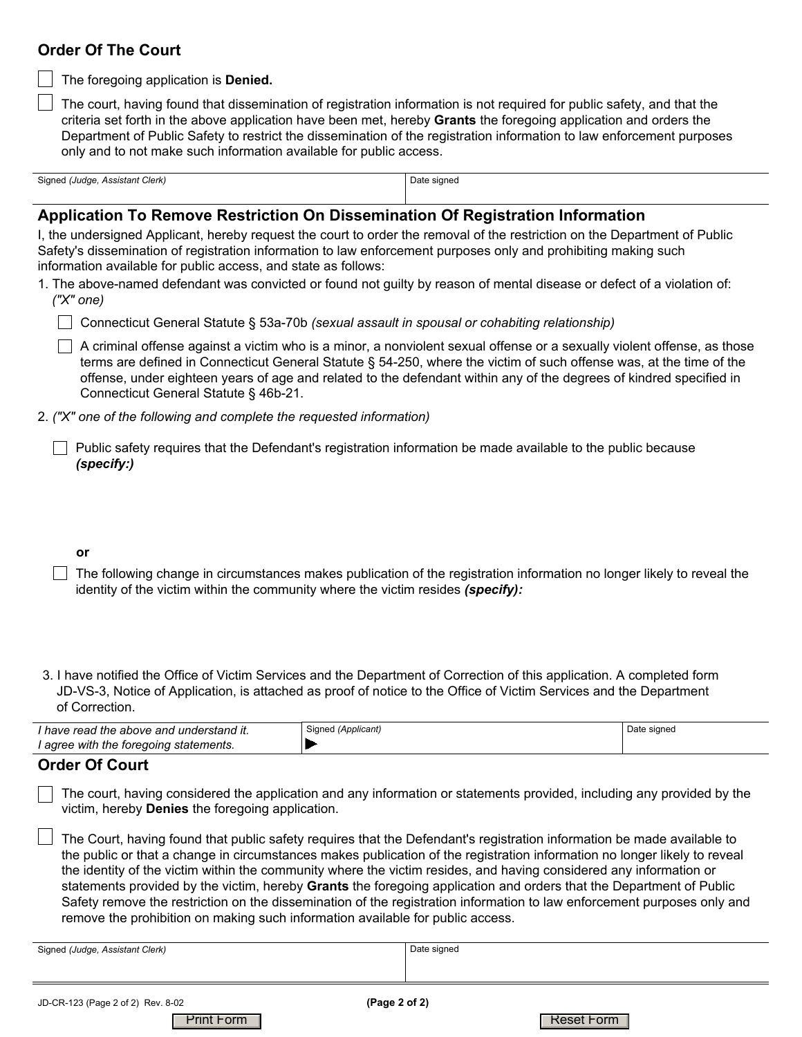## Order Of The Court

☐ The foregoing application is **Denied.**

☐ The court, having found that dissemination of registration information is not required for public safety, and that the criteria set forth in the above application have been met, hereby **Grants** the foregoing application and orders the Department of Public Safety to restrict the dissemination of the registration information to law enforcement purposes only and to not make such information available for public access.

| Signed *(Judge, Assistant Clerk)* | Date signed |
|---|---|
| | |

## Application To Remove Restriction On Dissemination Of Registration Information

I, the undersigned Applicant, hereby request the court to order the removal of the restriction on the Department of Public Safety's dissemination of registration information to law enforcement purposes only and prohibiting making such information available for public access, and state as follows:

1. The above-named defendant was convicted or found not guilty by reason of mental disease or defect of a violation of: *("X" one)*

   ☐ Connecticut General Statute § 53a-70b *(sexual assault in spousal or cohabiting relationship)*

   ☐ A criminal offense against a victim who is a minor, a nonviolent sexual offense or a sexually violent offense, as those terms are defined in Connecticut General Statute § 54-250, where the victim of such offense was, at the time of the offense, under eighteen years of age and related to the defendant within any of the degrees of kindred specified in Connecticut General Statute § 46b-21.

2. *("X" one of the following and complete the requested information)*

   ☐ Public safety requires that the Defendant's registration information be made available to the public because ***(specify:)***

   **or**

   ☐ The following change in circumstances makes publication of the registration information no longer likely to reveal the identity of the victim within the community where the victim resides ***(specify):***

3. I have notified the Office of Victim Services and the Department of Correction of this application. A completed form JD-VS-3, Notice of Application, is attached as proof of notice to the Office of Victim Services and the Department of Correction.

| *I have read the above and understand it. I agree with the foregoing statements.* | Signed *(Applicant)* ▶ | Date signed |
|---|---|---|

## Order Of Court

☐ The court, having considered the application and any information or statements provided, including any provided by the victim, hereby **Denies** the foregoing application.

☐ The Court, having found that public safety requires that the Defendant's registration information be made available to the public or that a change in circumstances makes publication of the registration information no longer likely to reveal the identity of the victim within the community where the victim resides, and having considered any information or statements provided by the victim, hereby **Grants** the foregoing application and orders that the Department of Public Safety remove the restriction on the dissemination of the registration information to law enforcement purposes only and remove the prohibition on making such information available for public access.

| Signed *(Judge, Assistant Clerk)* | Date signed |
|---|---|
| | |

JD-CR-123 (Page 2 of 2) Rev. 8-02